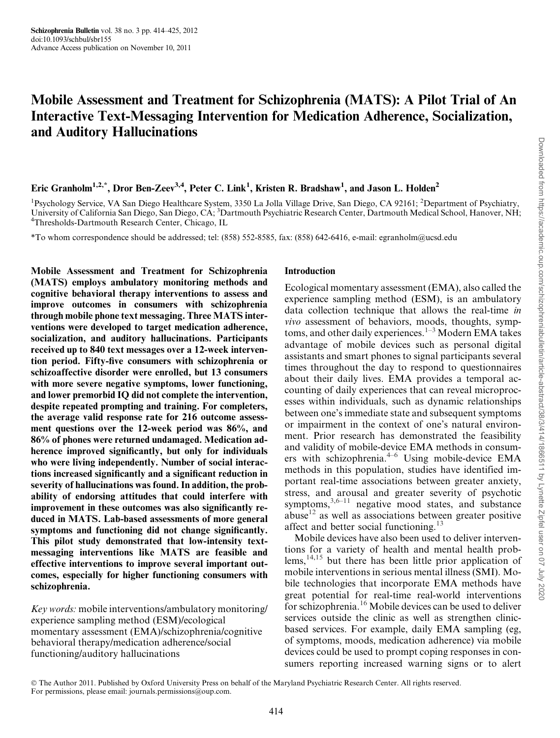# Mobile Assessment and Treatment for Schizophrenia (MATS): A Pilot Trial of An Interactive Text-Messaging Intervention for Medication Adherence, Socialization, and Auditory Hallucinations

**Eric Granholm[1,2,*], Dror Ben-Zeev[3,4], Peter C. Link[1], Kristen R. Bradshaw[1], and Jason L. Holden[2]**

[1]Psychology Service, VA San Diego Healthcare System, 3350 La Jolla Village Drive, San Diego, CA 92161; [2]Department of Psychiatry, University of California San Diego, San Diego, CA; [3]Dartmouth Psychiatric Research Center, Dartmouth Medical School, Hanover, NH; [4]Thresholds-Dartmouth Research Center, Chicago, IL

*To whom correspondence should be addressed; tel: (858) 552-8585, fax: (858) 642-6416, e-mail: egranholm@ucsd.edu

**Mobile Assessment and Treatment for Schizophrenia (MATS) employs ambulatory monitoring methods and cognitive behavioral therapy interventions to assess and improve outcomes in consumers with schizophrenia through mobile phone text messaging. Three MATS interventions were developed to target medication adherence, socialization, and auditory hallucinations. Participants received up to 840 text messages over a 12-week intervention period. Fifty-five consumers with schizophrenia or schizoaffective disorder were enrolled, but 13 consumers with more severe negative symptoms, lower functioning, and lower premorbid IQ did not complete the intervention, despite repeated prompting and training. For completers, the average valid response rate for 216 outcome assessment questions over the 12-week period was 86%, and 86% of phones were returned undamaged. Medication adherence improved significantly, but only for individuals who were living independently. Number of social interactions increased significantly and a significant reduction in severity of hallucinations was found. In addition, the probability of endorsing attitudes that could interfere with improvement in these outcomes was also significantly reduced in MATS. Lab-based assessments of more general symptoms and functioning did not change significantly. This pilot study demonstrated that low-intensity text-messaging interventions like MATS are feasible and effective interventions to improve several important outcomes, especially for higher functioning consumers with schizophrenia.**

*Key words:* mobile interventions/ambulatory monitoring/experience sampling method (ESM)/ecological momentary assessment (EMA)/schizophrenia/cognitive behavioral therapy/medication adherence/social functioning/auditory hallucinations

## Introduction

Ecological momentary assessment (EMA), also called the experience sampling method (ESM), is an ambulatory data collection technique that allows the real-time *in vivo* assessment of behaviors, moods, thoughts, symptoms, and other daily experiences.[1–3] Modern EMA takes advantage of mobile devices such as personal digital assistants and smart phones to signal participants several times throughout the day to respond to questionnaires about their daily lives. EMA provides a temporal accounting of daily experiences that can reveal microprocesses within individuals, such as dynamic relationships between one's immediate state and subsequent symptoms or impairment in the context of one's natural environment. Prior research has demonstrated the feasibility and validity of mobile-device EMA methods in consumers with schizophrenia.[4–6] Using mobile-device EMA methods in this population, studies have identified important real-time associations between greater anxiety, stress, and arousal and greater severity of psychotic symptoms,[3,6–11] negative mood states, and substance abuse[12] as well as associations between greater positive affect and better social functioning.[13]

Mobile devices have also been used to deliver interventions for a variety of health and mental health problems,[14,15] but there has been little prior application of mobile interventions in serious mental illness (SMI). Mobile technologies that incorporate EMA methods have great potential for real-time real-world interventions for schizophrenia.[16] Mobile devices can be used to deliver services outside the clinic as well as strengthen clinic-based services. For example, daily EMA sampling (eg, of symptoms, moods, medication adherence) via mobile devices could be used to prompt coping responses in consumers reporting increased warning signs or to alert

© The Author 2011. Published by Oxford University Press on behalf of the Maryland Psychiatric Research Center. All rights reserved. For permissions, please email: journals.permissions@oup.com.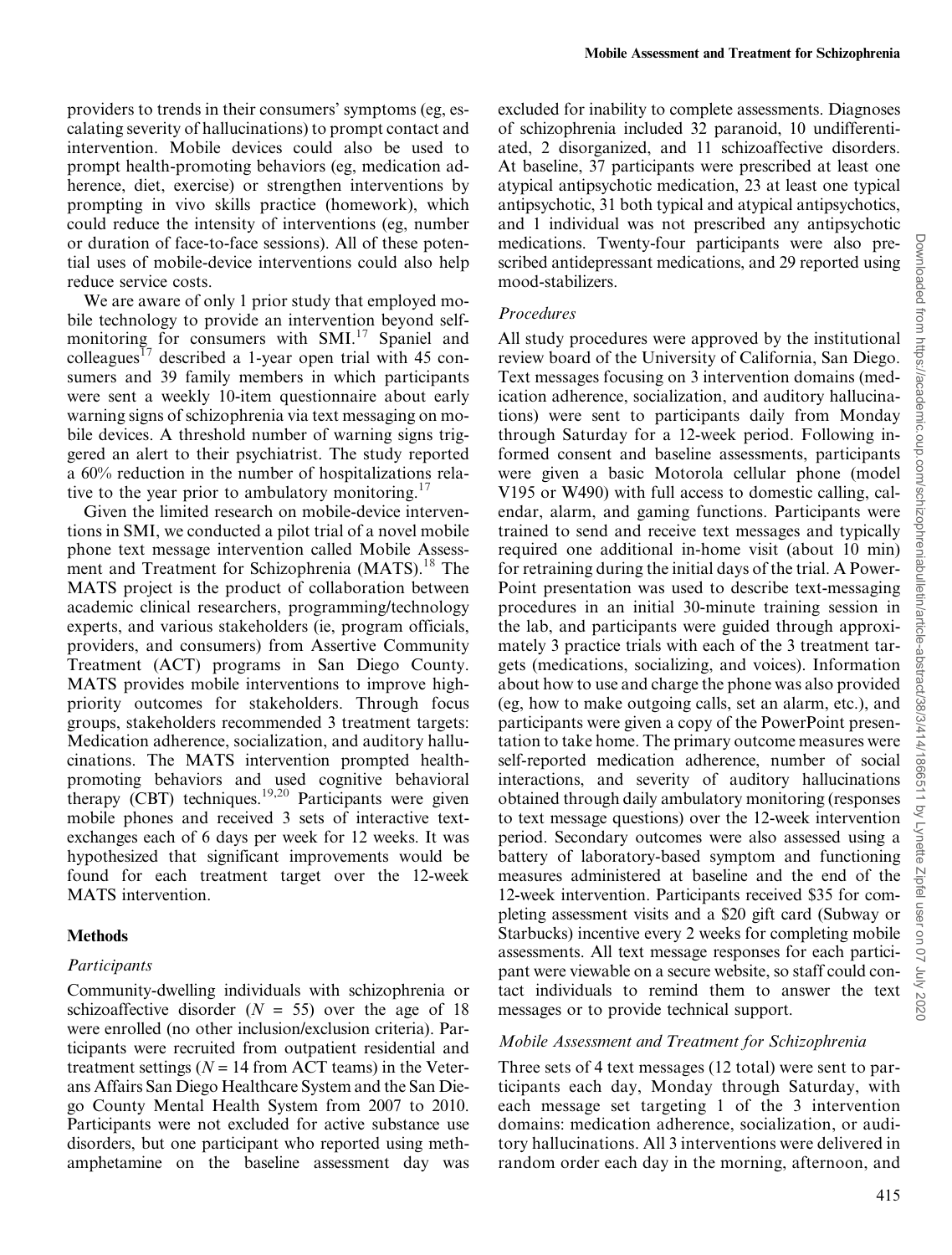providers to trends in their consumers' symptoms (eg, escalating severity of hallucinations) to prompt contact and intervention. Mobile devices could also be used to prompt health-promoting behaviors (eg, medication adherence, diet, exercise) or strengthen interventions by prompting in vivo skills practice (homework), which could reduce the intensity of interventions (eg, number or duration of face-to-face sessions). All of these potential uses of mobile-device interventions could also help reduce service costs.

We are aware of only 1 prior study that employed mobile technology to provide an intervention beyond self-monitoring for consumers with SMI.[17] Spaniel and colleagues[17] described a 1-year open trial with 45 consumers and 39 family members in which participants were sent a weekly 10-item questionnaire about early warning signs of schizophrenia via text messaging on mobile devices. A threshold number of warning signs triggered an alert to their psychiatrist. The study reported a 60% reduction in the number of hospitalizations relative to the year prior to ambulatory monitoring.[17]

Given the limited research on mobile-device interventions in SMI, we conducted a pilot trial of a novel mobile phone text message intervention called Mobile Assessment and Treatment for Schizophrenia (MATS).[18] The MATS project is the product of collaboration between academic clinical researchers, programming/technology experts, and various stakeholders (ie, program officials, providers, and consumers) from Assertive Community Treatment (ACT) programs in San Diego County. MATS provides mobile interventions to improve high-priority outcomes for stakeholders. Through focus groups, stakeholders recommended 3 treatment targets: Medication adherence, socialization, and auditory hallucinations. The MATS intervention prompted health-promoting behaviors and used cognitive behavioral therapy (CBT) techniques.[19,20] Participants were given mobile phones and received 3 sets of interactive text-exchanges each of 6 days per week for 12 weeks. It was hypothesized that significant improvements would be found for each treatment target over the 12-week MATS intervention.

## Methods

### *Participants*

Community-dwelling individuals with schizophrenia or schizoaffective disorder ($N$ = 55) over the age of 18 were enrolled (no other inclusion/exclusion criteria). Participants were recruited from outpatient residential and treatment settings ($N$ = 14 from ACT teams) in the Veterans Affairs San Diego Healthcare System and the San Diego County Mental Health System from 2007 to 2010. Participants were not excluded for active substance use disorders, but one participant who reported using methamphetamine on the baseline assessment day was excluded for inability to complete assessments. Diagnoses of schizophrenia included 32 paranoid, 10 undifferentiated, 2 disorganized, and 11 schizoaffective disorders. At baseline, 37 participants were prescribed at least one atypical antipsychotic medication, 23 at least one typical antipsychotic, 31 both typical and atypical antipsychotics, and 1 individual was not prescribed any antipsychotic medications. Twenty-four participants were also prescribed antidepressant medications, and 29 reported using mood-stabilizers.

### *Procedures*

All study procedures were approved by the institutional review board of the University of California, San Diego. Text messages focusing on 3 intervention domains (medication adherence, socialization, and auditory hallucinations) were sent to participants daily from Monday through Saturday for a 12-week period. Following informed consent and baseline assessments, participants were given a basic Motorola cellular phone (model V195 or W490) with full access to domestic calling, calendar, alarm, and gaming functions. Participants were trained to send and receive text messages and typically required one additional in-home visit (about 10 min) for retraining during the initial days of the trial. A PowerPoint presentation was used to describe text-messaging procedures in an initial 30-minute training session in the lab, and participants were guided through approximately 3 practice trials with each of the 3 treatment targets (medications, socializing, and voices). Information about how to use and charge the phone was also provided (eg, how to make outgoing calls, set an alarm, etc.), and participants were given a copy of the PowerPoint presentation to take home. The primary outcome measures were self-reported medication adherence, number of social interactions, and severity of auditory hallucinations obtained through daily ambulatory monitoring (responses to text message questions) over the 12-week intervention period. Secondary outcomes were also assessed using a battery of laboratory-based symptom and functioning measures administered at baseline and the end of the 12-week intervention. Participants received $35 for completing assessment visits and a $20 gift card (Subway or Starbucks) incentive every 2 weeks for completing mobile assessments. All text message responses for each participant were viewable on a secure website, so staff could contact individuals to remind them to answer the text messages or to provide technical support.

### *Mobile Assessment and Treatment for Schizophrenia*

Three sets of 4 text messages (12 total) were sent to participants each day, Monday through Saturday, with each message set targeting 1 of the 3 intervention domains: medication adherence, socialization, or auditory hallucinations. All 3 interventions were delivered in random order each day in the morning, afternoon, and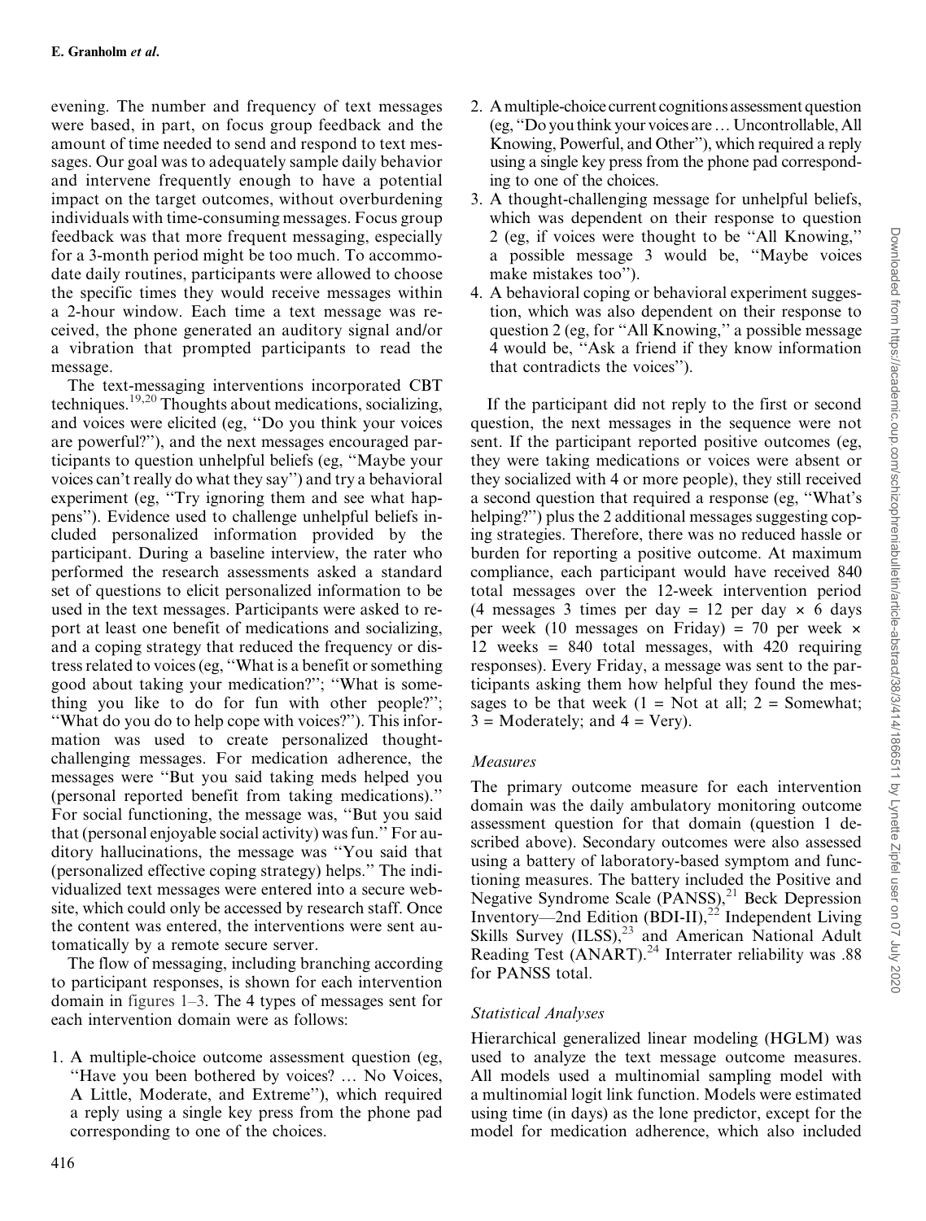evening. The number and frequency of text messages were based, in part, on focus group feedback and the amount of time needed to send and respond to text messages. Our goal was to adequately sample daily behavior and intervene frequently enough to have a potential impact on the target outcomes, without overburdening individuals with time-consuming messages. Focus group feedback was that more frequent messaging, especially for a 3-month period might be too much. To accommodate daily routines, participants were allowed to choose the specific times they would receive messages within a 2-hour window. Each time a text message was received, the phone generated an auditory signal and/or a vibration that prompted participants to read the message.

The text-messaging interventions incorporated CBT techniques.[19,20] Thoughts about medications, socializing, and voices were elicited (eg, "Do you think your voices are powerful?"), and the next messages encouraged participants to question unhelpful beliefs (eg, "Maybe your voices can't really do what they say") and try a behavioral experiment (eg, "Try ignoring them and see what happens"). Evidence used to challenge unhelpful beliefs included personalized information provided by the participant. During a baseline interview, the rater who performed the research assessments asked a standard set of questions to elicit personalized information to be used in the text messages. Participants were asked to report at least one benefit of medications and socializing, and a coping strategy that reduced the frequency or distress related to voices (eg, "What is a benefit or something good about taking your medication?"; "What is something you like to do for fun with other people?"; "What do you do to help cope with voices?"). This information was used to create personalized thought-challenging messages. For medication adherence, the messages were "But you said taking meds helped you (personal reported benefit from taking medications)." For social functioning, the message was, "But you said that (personal enjoyable social activity) was fun." For auditory hallucinations, the message was "You said that (personalized effective coping strategy) helps." The individualized text messages were entered into a secure website, which could only be accessed by research staff. Once the content was entered, the interventions were sent automatically by a remote secure server.

The flow of messaging, including branching according to participant responses, is shown for each intervention domain in figures 1–3. The 4 types of messages sent for each intervention domain were as follows:

1. A multiple-choice outcome assessment question (eg, "Have you been bothered by voices? … No Voices, A Little, Moderate, and Extreme"), which required a reply using a single key press from the phone pad corresponding to one of the choices.
2. A multiple-choice current cognitions assessment question (eg, "Do you think your voices are … Uncontrollable, All Knowing, Powerful, and Other"), which required a reply using a single key press from the phone pad corresponding to one of the choices.
3. A thought-challenging message for unhelpful beliefs, which was dependent on their response to question 2 (eg, if voices were thought to be "All Knowing," a possible message 3 would be, "Maybe voices make mistakes too").
4. A behavioral coping or behavioral experiment suggestion, which was also dependent on their response to question 2 (eg, for "All Knowing," a possible message 4 would be, "Ask a friend if they know information that contradicts the voices").

If the participant did not reply to the first or second question, the next messages in the sequence were not sent. If the participant reported positive outcomes (eg, they were taking medications or voices were absent or they socialized with 4 or more people), they still received a second question that required a response (eg, "What's helping?") plus the 2 additional messages suggesting coping strategies. Therefore, there was no reduced hassle or burden for reporting a positive outcome. At maximum compliance, each participant would have received 840 total messages over the 12-week intervention period (4 messages 3 times per day = 12 per day × 6 days per week (10 messages on Friday) = 70 per week × 12 weeks = 840 total messages, with 420 requiring responses). Every Friday, a message was sent to the participants asking them how helpful they found the messages to be that week (1 = Not at all; 2 = Somewhat; 3 = Moderately; and 4 = Very).

### Measures

The primary outcome measure for each intervention domain was the daily ambulatory monitoring outcome assessment question for that domain (question 1 described above). Secondary outcomes were also assessed using a battery of laboratory-based symptom and functioning measures. The battery included the Positive and Negative Syndrome Scale (PANSS),[21] Beck Depression Inventory—2nd Edition (BDI-II),[22] Independent Living Skills Survey (ILSS),[23] and American National Adult Reading Test (ANART).[24] Interrater reliability was .88 for PANSS total.

### Statistical Analyses

Hierarchical generalized linear modeling (HGLM) was used to analyze the text message outcome measures. All models used a multinomial sampling model with a multinomial logit link function. Models were estimated using time (in days) as the lone predictor, except for the model for medication adherence, which also included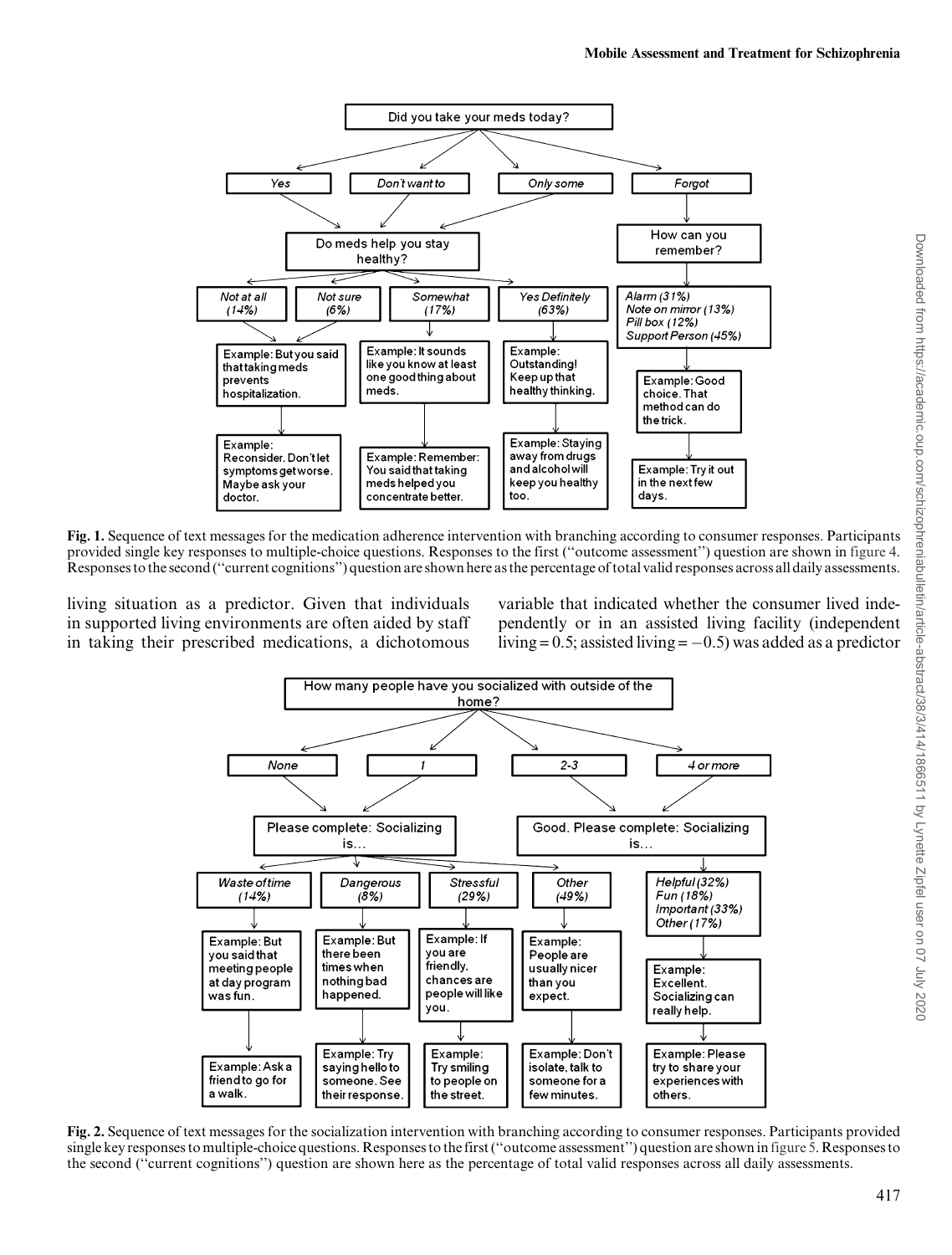**Fig. 1.** Sequence of text messages for the medication adherence intervention with branching according to consumer responses. Participants provided single key responses to multiple-choice questions. Responses to the first ("outcome assessment") question are shown in figure 4. Responses to the second ("current cognitions") question are shown here as the percentage of total valid responses across all daily assessments.

living situation as a predictor. Given that individuals in supported living environments are often aided by staff in taking their prescribed medications, a dichotomous variable that indicated whether the consumer lived independently or in an assisted living facility (independent living = 0.5; assisted living = −0.5) was added as a predictor

**Fig. 2.** Sequence of text messages for the socialization intervention with branching according to consumer responses. Participants provided single key responses to multiple-choice questions. Responses to the first ("outcome assessment") question are shown in figure 5. Responses to the second ("current cognitions") question are shown here as the percentage of total valid responses across all daily assessments.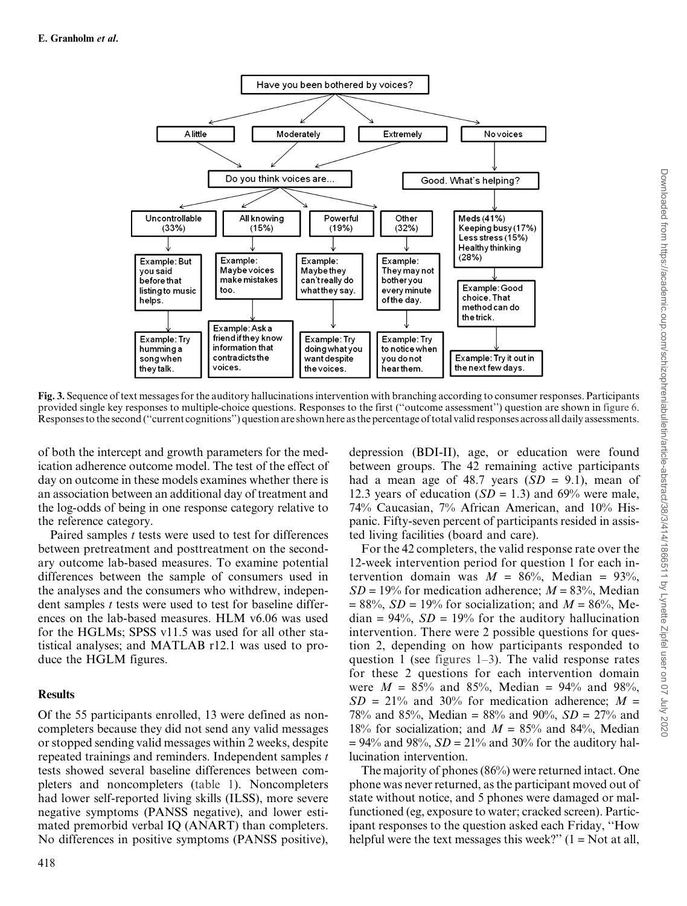Have you been bothered by voices?

A little | Moderately | Extremely | No voices

Do you think voices are...

Uncontrollable (33%) | All knowing (15%) | Powerful (19%) | Other (32%)

Example: But you said before that listing to music helps. → Example: Try humming a song when they talk.

Example: Maybe voices make mistakes too. → Example: Ask a friend if they know information that contradicts the voices.

Example: Maybe they can't really do what they say. → Example: Try doing what you want despite the voices.

Example: They may not bother you every minute of the day. → Example: Try to notice when you do not hear them.

Good. What's helping?

Meds (41%)
Keeping busy (17%)
Less stress (15%)
Healthy thinking (28%)

Example: Good choice. That method can do the trick. → Example: Try it out in the next few days.

**Fig. 3.** Sequence of text messages for the auditory hallucinations intervention with branching according to consumer responses. Participants provided single key responses to multiple-choice questions. Responses to the first ("outcome assessment") question are shown in figure 6. Responses to the second ("current cognitions") question are shown here as the percentage of total valid responses across all daily assessments.

of both the intercept and growth parameters for the medication adherence outcome model. The test of the effect of day on outcome in these models examines whether there is an association between an additional day of treatment and the log-odds of being in one response category relative to the reference category.

Paired samples *t* tests were used to test for differences between pretreatment and posttreatment on the secondary outcome lab-based measures. To examine potential differences between the sample of consumers used in the analyses and the consumers who withdrew, independent samples *t* tests were used to test for baseline differences on the lab-based measures. HLM v6.06 was used for the HGLMs; SPSS v11.5 was used for all other statistical analyses; and MATLAB r12.1 was used to produce the HGLM figures.

## Results

Of the 55 participants enrolled, 13 were defined as noncompleters because they did not send any valid messages or stopped sending valid messages within 2 weeks, despite repeated trainings and reminders. Independent samples *t* tests showed several baseline differences between completers and noncompleters (table 1). Noncompleters had lower self-reported living skills (ILSS), more severe negative symptoms (PANSS negative), and lower estimated premorbid verbal IQ (ANART) than completers. No differences in positive symptoms (PANSS positive), depression (BDI-II), age, or education were found between groups. The 42 remaining active participants had a mean age of 48.7 years ($SD$ = 9.1), mean of 12.3 years of education ($SD$ = 1.3) and 69% were male, 74% Caucasian, 7% African American, and 10% Hispanic. Fifty-seven percent of participants resided in assisted living facilities (board and care).

For the 42 completers, the valid response rate over the 12-week intervention period for question 1 for each intervention domain was $M$ = 86%, Median = 93%, $SD$ = 19% for medication adherence; $M$ = 83%, Median = 88%, $SD$ = 19% for socialization; and $M$ = 86%, Median = 94%, $SD$ = 19% for the auditory hallucination intervention. There were 2 possible questions for question 2, depending on how participants responded to question 1 (see figures 1–3). The valid response rates for these 2 questions for each intervention domain were $M$ = 85% and 85%, Median = 94% and 98%, $SD$ = 21% and 30% for medication adherence; $M$ = 78% and 85%, Median = 88% and 90%, $SD$ = 27% and 18% for socialization; and $M$ = 85% and 84%, Median = 94% and 98%, $SD$ = 21% and 30% for the auditory hallucination intervention.

The majority of phones (86%) were returned intact. One phone was never returned, as the participant moved out of state without notice, and 5 phones were damaged or malfunctioned (eg, exposure to water; cracked screen). Participant responses to the question asked each Friday, "How helpful were the text messages this week?" (1 = Not at all,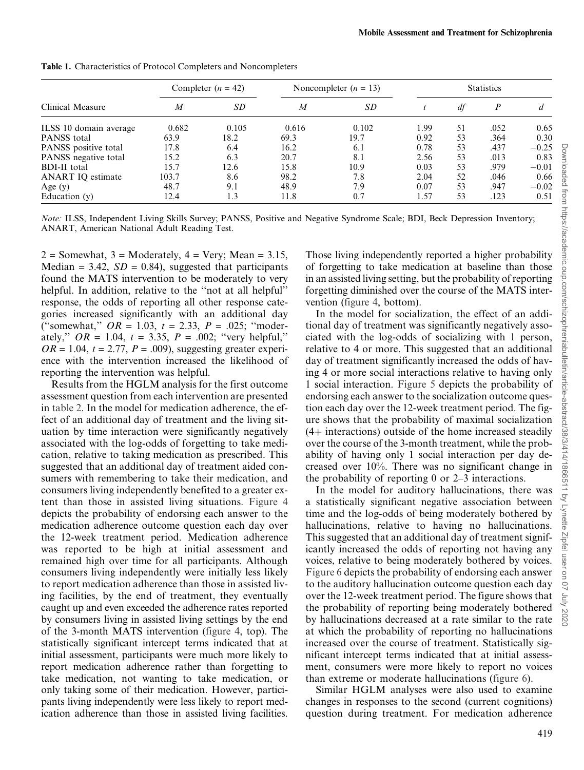**Table 1.** Characteristics of Protocol Completers and Noncompleters

| Clinical Measure | Completer ($n$ = 42) | | Noncompleter ($n$ = 13) | | Statistics | | | |
|---|---|---|---|---|---|---|---|---|
| | *M* | *SD* | *M* | *SD* | *t* | *df* | *P* | *d* |
| ILSS 10 domain average | 0.682 | 0.105 | 0.616 | 0.102 | 1.99 | 51 | .052 | 0.65 |
| PANSS total | 63.9 | 18.2 | 69.3 | 19.7 | 0.92 | 53 | .364 | 0.30 |
| PANSS positive total | 17.8 | 6.4 | 16.2 | 6.1 | 0.78 | 53 | .437 | −0.25 |
| PANSS negative total | 15.2 | 6.3 | 20.7 | 8.1 | 2.56 | 53 | .013 | 0.83 |
| BDI-II total | 15.7 | 12.6 | 15.8 | 10.9 | 0.03 | 53 | .979 | −0.01 |
| ANART IQ estimate | 103.7 | 8.6 | 98.2 | 7.8 | 2.04 | 52 | .046 | 0.66 |
| Age (y) | 48.7 | 9.1 | 48.9 | 7.9 | 0.07 | 53 | .947 | −0.02 |
| Education (y) | 12.4 | 1.3 | 11.8 | 0.7 | 1.57 | 53 | .123 | 0.51 |

*Note:* ILSS, Independent Living Skills Survey; PANSS, Positive and Negative Syndrome Scale; BDI, Beck Depression Inventory; ANART, American National Adult Reading Test.

2 = Somewhat, 3 = Moderately, 4 = Very; Mean = 3.15, Median = 3.42, *SD* = 0.84), suggested that participants found the MATS intervention to be moderately to very helpful. In addition, relative to the "not at all helpful" response, the odds of reporting all other response categories increased significantly with an additional day ("somewhat," $OR = 1.03$, $t = 2.33$, $P = .025$; "moderately," $OR = 1.04$, $t = 3.35$, $P = .002$; "very helpful," $OR = 1.04$, $t = 2.77$, $P = .009$), suggesting greater experience with the intervention increased the likelihood of reporting the intervention was helpful.

Results from the HGLM analysis for the first outcome assessment question from each intervention are presented in table 2. In the model for medication adherence, the effect of an additional day of treatment and the living situation by time interaction were significantly negatively associated with the log-odds of forgetting to take medication, relative to taking medication as prescribed. This suggested that an additional day of treatment aided consumers with remembering to take their medication, and consumers living independently benefited to a greater extent than those in assisted living situations. Figure 4 depicts the probability of endorsing each answer to the medication adherence outcome question each day over the 12-week treatment period. Medication adherence was reported to be high at initial assessment and remained high over time for all participants. Although consumers living independently were initially less likely to report medication adherence than those in assisted living facilities, by the end of treatment, they eventually caught up and even exceeded the adherence rates reported by consumers living in assisted living settings by the end of the 3-month MATS intervention (figure 4, top). The statistically significant intercept terms indicated that at initial assessment, participants were much more likely to report medication adherence rather than forgetting to take medication, not wanting to take medication, or only taking some of their medication. However, participants living independently were less likely to report medication adherence than those in assisted living facilities. Those living independently reported a higher probability of forgetting to take medication at baseline than those in an assisted living setting, but the probability of reporting forgetting diminished over the course of the MATS intervention (figure 4, bottom).

In the model for socialization, the effect of an additional day of treatment was significantly negatively associated with the log-odds of socializing with 1 person, relative to 4 or more. This suggested that an additional day of treatment significantly increased the odds of having 4 or more social interactions relative to having only 1 social interaction. Figure 5 depicts the probability of endorsing each answer to the socialization outcome question each day over the 12-week treatment period. The figure shows that the probability of maximal socialization (4+ interactions) outside of the home increased steadily over the course of the 3-month treatment, while the probability of having only 1 social interaction per day decreased over 10%. There was no significant change in the probability of reporting 0 or 2–3 interactions.

In the model for auditory hallucinations, there was a statistically significant negative association between time and the log-odds of being moderately bothered by hallucinations, relative to having no hallucinations. This suggested that an additional day of treatment significantly increased the odds of reporting not having any voices, relative to being moderately bothered by voices. Figure 6 depicts the probability of endorsing each answer to the auditory hallucination outcome question each day over the 12-week treatment period. The figure shows that the probability of reporting being moderately bothered by hallucinations decreased at a rate similar to the rate at which the probability of reporting no hallucinations increased over the course of treatment. Statistically significant intercept terms indicated that at initial assessment, consumers were more likely to report no voices than extreme or moderate hallucinations (figure 6).

Similar HGLM analyses were also used to examine changes in responses to the second (current cognitions) question during treatment. For medication adherence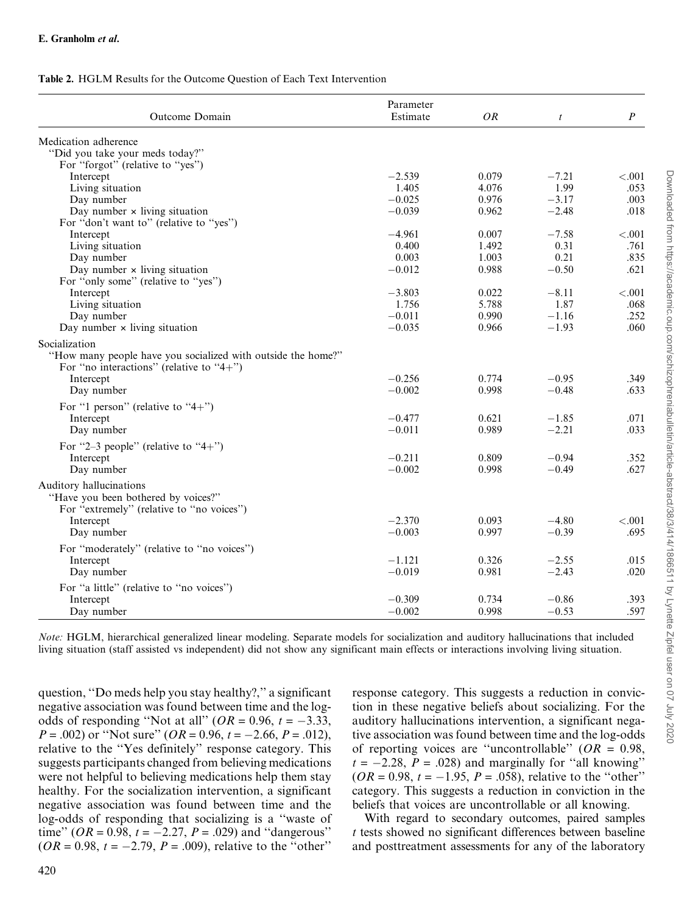**Table 2.** HGLM Results for the Outcome Question of Each Text Intervention

| Outcome Domain | Parameter Estimate | *OR* | *t* | *P* |
|---|---|---|---|---|
| Medication adherence | | | | |
| "Did you take your meds today?" | | | | |
| For "forgot" (relative to "yes") | | | | |
| Intercept | −2.539 | 0.079 | −7.21 | <.001 |
| Living situation | 1.405 | 4.076 | 1.99 | .053 |
| Day number | −0.025 | 0.976 | −3.17 | .003 |
| Day number × living situation | −0.039 | 0.962 | −2.48 | .018 |
| For "don't want to" (relative to "yes") | | | | |
| Intercept | −4.961 | 0.007 | −7.58 | <.001 |
| Living situation | 0.400 | 1.492 | 0.31 | .761 |
| Day number | 0.003 | 1.003 | 0.21 | .835 |
| Day number × living situation | −0.012 | 0.988 | −0.50 | .621 |
| For "only some" (relative to "yes") | | | | |
| Intercept | −3.803 | 0.022 | −8.11 | <.001 |
| Living situation | 1.756 | 5.788 | 1.87 | .068 |
| Day number | −0.011 | 0.990 | −1.16 | .252 |
| Day number × living situation | −0.035 | 0.966 | −1.93 | .060 |
| Socialization | | | | |
| "How many people have you socialized with outside the home?" | | | | |
| For "no interactions" (relative to "4+") | | | | |
| Intercept | −0.256 | 0.774 | −0.95 | .349 |
| Day number | −0.002 | 0.998 | −0.48 | .633 |
| For "1 person" (relative to "4+") | | | | |
| Intercept | −0.477 | 0.621 | −1.85 | .071 |
| Day number | −0.011 | 0.989 | −2.21 | .033 |
| For "2–3 people" (relative to "4+") | | | | |
| Intercept | −0.211 | 0.809 | −0.94 | .352 |
| Day number | −0.002 | 0.998 | −0.49 | .627 |
| Auditory hallucinations | | | | |
| "Have you been bothered by voices?" | | | | |
| For "extremely" (relative to "no voices") | | | | |
| Intercept | −2.370 | 0.093 | −4.80 | <.001 |
| Day number | −0.003 | 0.997 | −0.39 | .695 |
| For "moderately" (relative to "no voices") | | | | |
| Intercept | −1.121 | 0.326 | −2.55 | .015 |
| Day number | −0.019 | 0.981 | −2.43 | .020 |
| For "a little" (relative to "no voices") | | | | |
| Intercept | −0.309 | 0.734 | −0.86 | .393 |
| Day number | −0.002 | 0.998 | −0.53 | .597 |

*Note:* HGLM, hierarchical generalized linear modeling. Separate models for socialization and auditory hallucinations that included living situation (staff assisted vs independent) did not show any significant main effects or interactions involving living situation.

question, "Do meds help you stay healthy?," a significant negative association was found between time and the log-odds of responding "Not at all" ($OR = 0.96$, $t = -3.33$, $P = .002$) or "Not sure" ($OR = 0.96$, $t = -2.66$, $P = .012$), relative to the "Yes definitely" response category. This suggests participants changed from believing medications were not helpful to believing medications help them stay healthy. For the socialization intervention, a significant negative association was found between time and the log-odds of responding that socializing is a "waste of time" ($OR = 0.98$, $t = -2.27$, $P = .029$) and "dangerous" ($OR = 0.98$, $t = -2.79$, $P = .009$), relative to the "other" response category. This suggests a reduction in conviction in these negative beliefs about socializing. For the auditory hallucinations intervention, a significant negative association was found between time and the log-odds of reporting voices are "uncontrollable" ($OR = 0.98$, $t = -2.28$, $P = .028$) and marginally for "all knowing" ($OR = 0.98$, $t = -1.95$, $P = .058$), relative to the "other" category. This suggests a reduction in conviction in the beliefs that voices are uncontrollable or all knowing.

With regard to secondary outcomes, paired samples *t* tests showed no significant differences between baseline and posttreatment assessments for any of the laboratory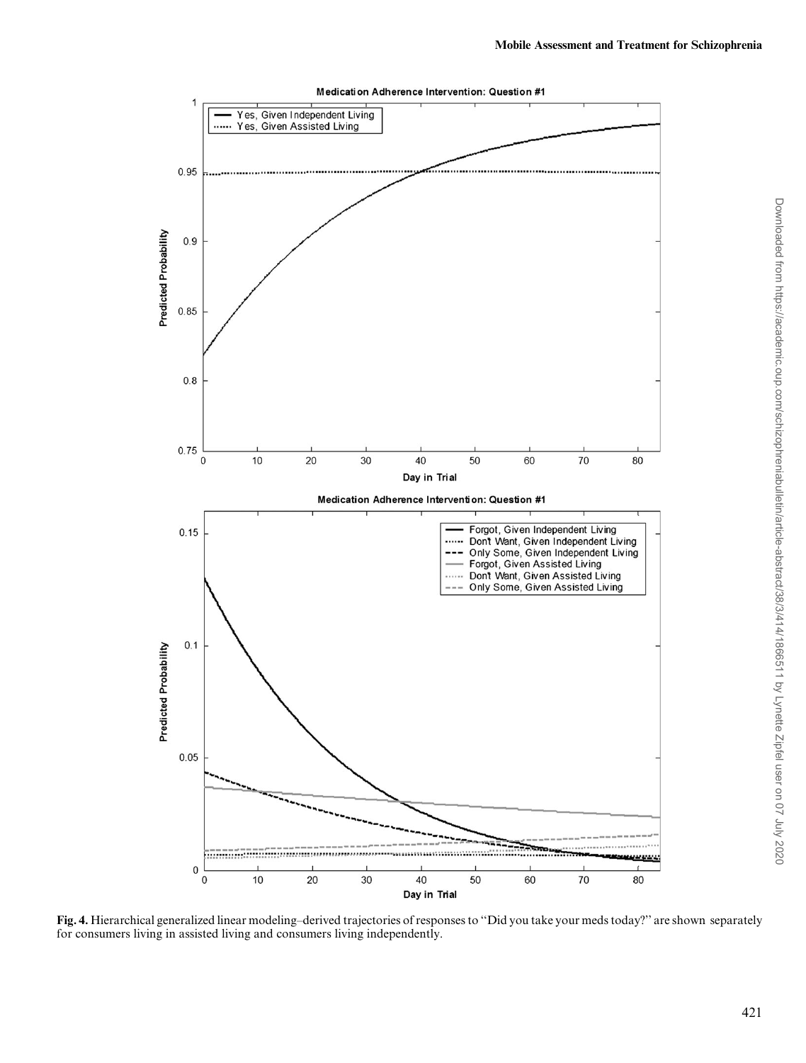**Fig. 4.** Hierarchical generalized linear modeling–derived trajectories of responses to "Did you take your meds today?" are shown separately for consumers living in assisted living and consumers living independently.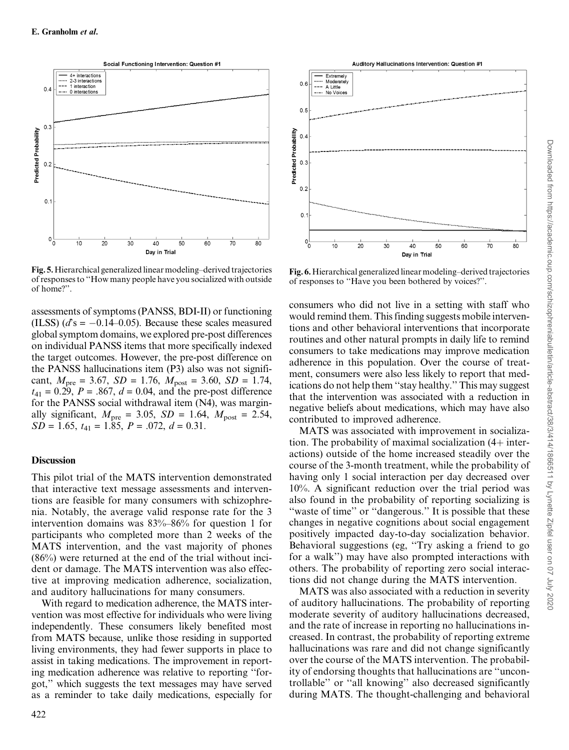Fig. 5. Hierarchical generalized linear modeling–derived trajectories of responses to "How many people have you socialized with outside of home?".

Fig. 6. Hierarchical generalized linear modeling–derived trajectories of responses to "Have you been bothered by voices?".

assessments of symptoms (PANSS, BDI-II) or functioning (ILSS) ($d$'s = −0.14–0.05). Because these scales measured global symptom domains, we explored pre-post differences on individual PANSS items that more specifically indexed the target outcomes. However, the pre-post difference on the PANSS hallucinations item (P3) also was not significant, $M_{pre}$ = 3.67, $SD$ = 1.76, $M_{post}$ = 3.60, $SD$ = 1.74, $t_{41}$ = 0.29, $P$ = .867, $d$ = 0.04, and the pre-post difference for the PANSS social withdrawal item (N4), was marginally significant, $M_{pre}$ = 3.05, $SD$ = 1.64, $M_{post}$ = 2.54, $SD$ = 1.65, $t_{41}$ = 1.85, $P$ = .072, $d$ = 0.31.

## Discussion

This pilot trial of the MATS intervention demonstrated that interactive text message assessments and interventions are feasible for many consumers with schizophrenia. Notably, the average valid response rate for the 3 intervention domains was 83%–86% for question 1 for participants who completed more than 2 weeks of the MATS intervention, and the vast majority of phones (86%) were returned at the end of the trial without incident or damage. The MATS intervention was also effective at improving medication adherence, socialization, and auditory hallucinations for many consumers.

With regard to medication adherence, the MATS intervention was most effective for individuals who were living independently. These consumers likely benefited most from MATS because, unlike those residing in supported living environments, they had fewer supports in place to assist in taking medications. The improvement in reporting medication adherence was relative to reporting "forgot," which suggests the text messages may have served as a reminder to take daily medications, especially for consumers who did not live in a setting with staff who would remind them. This finding suggests mobile interventions and other behavioral interventions that incorporate routines and other natural prompts in daily life to remind consumers to take medications may improve medication adherence in this population. Over the course of treatment, consumers were also less likely to report that medications do not help them "stay healthy." This may suggest that the intervention was associated with a reduction in negative beliefs about medications, which may have also contributed to improved adherence.

MATS was associated with improvement in socialization. The probability of maximal socialization (4+ interactions) outside of the home increased steadily over the course of the 3-month treatment, while the probability of having only 1 social interaction per day decreased over 10%. A significant reduction over the trial period was also found in the probability of reporting socializing is "waste of time" or "dangerous." It is possible that these changes in negative cognitions about social engagement positively impacted day-to-day socialization behavior. Behavioral suggestions (eg, "Try asking a friend to go for a walk") may have also prompted interactions with others. The probability of reporting zero social interactions did not change during the MATS intervention.

MATS was also associated with a reduction in severity of auditory hallucinations. The probability of reporting moderate severity of auditory hallucinations decreased, and the rate of increase in reporting no hallucinations increased. In contrast, the probability of reporting extreme hallucinations was rare and did not change significantly over the course of the MATS intervention. The probability of endorsing thoughts that hallucinations are "uncontrollable" or "all knowing" also decreased significantly during MATS. The thought-challenging and behavioral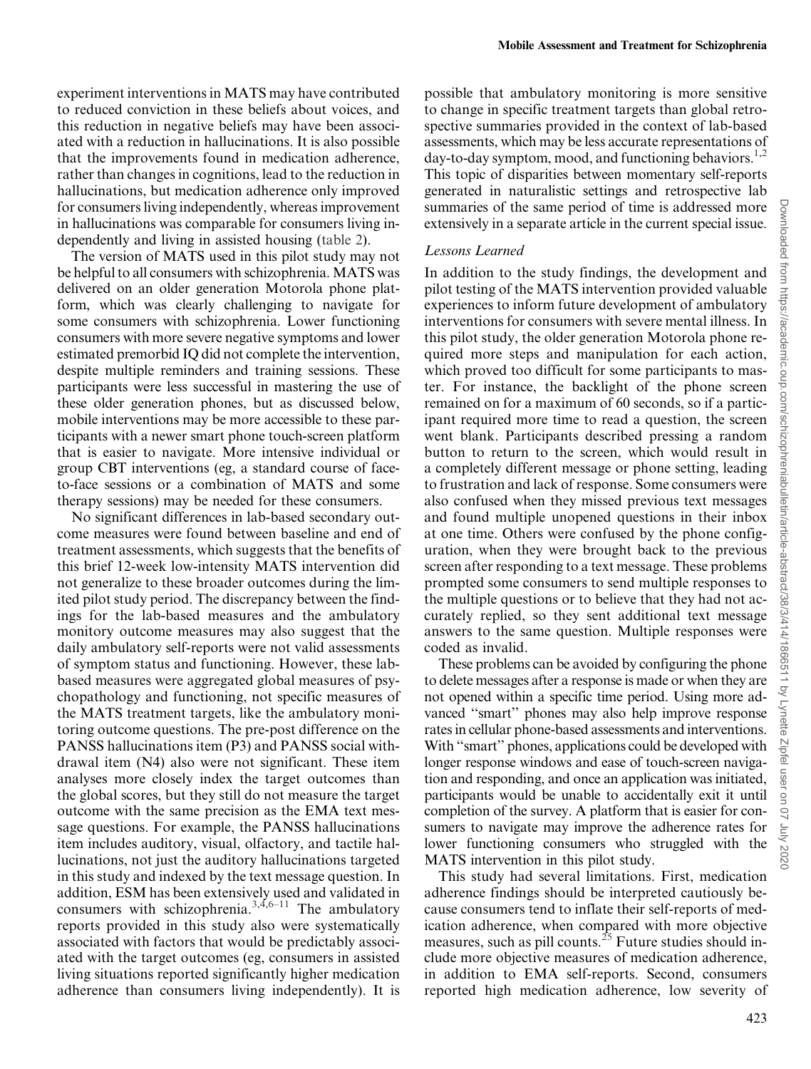experiment interventions in MATS may have contributed to reduced conviction in these beliefs about voices, and this reduction in negative beliefs may have been associated with a reduction in hallucinations. It is also possible that the improvements found in medication adherence, rather than changes in cognitions, lead to the reduction in hallucinations, but medication adherence only improved for consumers living independently, whereas improvement in hallucinations was comparable for consumers living independently and living in assisted housing (table 2).

The version of MATS used in this pilot study may not be helpful to all consumers with schizophrenia. MATS was delivered on an older generation Motorola phone platform, which was clearly challenging to navigate for some consumers with schizophrenia. Lower functioning consumers with more severe negative symptoms and lower estimated premorbid IQ did not complete the intervention, despite multiple reminders and training sessions. These participants were less successful in mastering the use of these older generation phones, but as discussed below, mobile interventions may be more accessible to these participants with a newer smart phone touch-screen platform that is easier to navigate. More intensive individual or group CBT interventions (eg, a standard course of face-to-face sessions or a combination of MATS and some therapy sessions) may be needed for these consumers.

No significant differences in lab-based secondary outcome measures were found between baseline and end of treatment assessments, which suggests that the benefits of this brief 12-week low-intensity MATS intervention did not generalize to these broader outcomes during the limited pilot study period. The discrepancy between the findings for the lab-based measures and the ambulatory monitory outcome measures may also suggest that the daily ambulatory self-reports were not valid assessments of symptom status and functioning. However, these lab-based measures were aggregated global measures of psychopathology and functioning, not specific measures of the MATS treatment targets, like the ambulatory monitoring outcome questions. The pre-post difference on the PANSS hallucinations item (P3) and PANSS social withdrawal item (N4) also were not significant. These item analyses more closely index the target outcomes than the global scores, but they still do not measure the target outcome with the same precision as the EMA text message questions. For example, the PANSS hallucinations item includes auditory, visual, olfactory, and tactile hallucinations, not just the auditory hallucinations targeted in this study and indexed by the text message question. In addition, ESM has been extensively used and validated in consumers with schizophrenia.[3,4,6–11] The ambulatory reports provided in this study also were systematically associated with factors that would be predictably associated with the target outcomes (eg, consumers in assisted living situations reported significantly higher medication adherence than consumers living independently). It is possible that ambulatory monitoring is more sensitive to change in specific treatment targets than global retrospective summaries provided in the context of lab-based assessments, which may be less accurate representations of day-to-day symptom, mood, and functioning behaviors.[1,2] This topic of disparities between momentary self-reports generated in naturalistic settings and retrospective lab summaries of the same period of time is addressed more extensively in a separate article in the current special issue.

### *Lessons Learned*

In addition to the study findings, the development and pilot testing of the MATS intervention provided valuable experiences to inform future development of ambulatory interventions for consumers with severe mental illness. In this pilot study, the older generation Motorola phone required more steps and manipulation for each action, which proved too difficult for some participants to master. For instance, the backlight of the phone screen remained on for a maximum of 60 seconds, so if a participant required more time to read a question, the screen went blank. Participants described pressing a random button to return to the screen, which would result in a completely different message or phone setting, leading to frustration and lack of response. Some consumers were also confused when they missed previous text messages and found multiple unopened questions in their inbox at one time. Others were confused by the phone configuration, when they were brought back to the previous screen after responding to a text message. These problems prompted some consumers to send multiple responses to the multiple questions or to believe that they had not accurately replied, so they sent additional text message answers to the same question. Multiple responses were coded as invalid.

These problems can be avoided by configuring the phone to delete messages after a response is made or when they are not opened within a specific time period. Using more advanced "smart" phones may also help improve response rates in cellular phone-based assessments and interventions. With "smart" phones, applications could be developed with longer response windows and ease of touch-screen navigation and responding, and once an application was initiated, participants would be unable to accidentally exit it until completion of the survey. A platform that is easier for consumers to navigate may improve the adherence rates for lower functioning consumers who struggled with the MATS intervention in this pilot study.

This study had several limitations. First, medication adherence findings should be interpreted cautiously because consumers tend to inflate their self-reports of medication adherence, when compared with more objective measures, such as pill counts.[25] Future studies should include more objective measures of medication adherence, in addition to EMA self-reports. Second, consumers reported high medication adherence, low severity of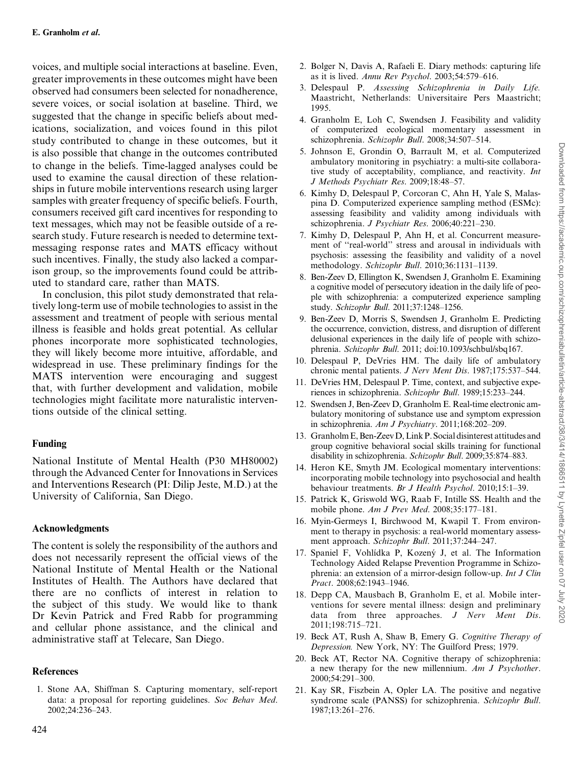voices, and multiple social interactions at baseline. Even, greater improvements in these outcomes might have been observed had consumers been selected for nonadherence, severe voices, or social isolation at baseline. Third, we suggested that the change in specific beliefs about medications, socialization, and voices found in this pilot study contributed to change in these outcomes, but it is also possible that change in the outcomes contributed to change in the beliefs. Time-lagged analyses could be used to examine the causal direction of these relationships in future mobile interventions research using larger samples with greater frequency of specific beliefs. Fourth, consumers received gift card incentives for responding to text messages, which may not be feasible outside of a research study. Future research is needed to determine text-messaging response rates and MATS efficacy without such incentives. Finally, the study also lacked a comparison group, so the improvements found could be attributed to standard care, rather than MATS.

In conclusion, this pilot study demonstrated that relatively long-term use of mobile technologies to assist in the assessment and treatment of people with serious mental illness is feasible and holds great potential. As cellular phones incorporate more sophisticated technologies, they will likely become more intuitive, affordable, and widespread in use. These preliminary findings for the MATS intervention were encouraging and suggest that, with further development and validation, mobile technologies might facilitate more naturalistic interventions outside of the clinical setting.

## Funding

National Institute of Mental Health (P30 MH80002) through the Advanced Center for Innovations in Services and Interventions Research (PI: Dilip Jeste, M.D.) at the University of California, San Diego.

## Acknowledgments

The content is solely the responsibility of the authors and does not necessarily represent the official views of the National Institute of Mental Health or the National Institutes of Health. The Authors have declared that there are no conflicts of interest in relation to the subject of this study. We would like to thank Dr Kevin Patrick and Fred Rabb for programming and cellular phone assistance, and the clinical and administrative staff at Telecare, San Diego.

## References

1. Stone AA, Shiffman S. Capturing momentary, self-report data: a proposal for reporting guidelines. *Soc Behav Med*. 2002;24:236–243.
2. Bolger N, Davis A, Rafaeli E. Diary methods: capturing life as it is lived. *Annu Rev Psychol*. 2003;54:579–616.
3. Delespaul P. *Assessing Schizophrenia in Daily Life.* Maastricht, Netherlands: Universitaire Pers Maastricht; 1995.
4. Granholm E, Loh C, Swendsen J. Feasibility and validity of computerized ecological momentary assessment in schizophrenia. *Schizophr Bull*. 2008;34:507–514.
5. Johnson E, Grondin O, Barrault M, et al. Computerized ambulatory monitoring in psychiatry: a multi-site collaborative study of acceptability, compliance, and reactivity. *Int J Methods Psychiatr Res*. 2009;18:48–57.
6. Kimhy D, Delespaul P, Corcoran C, Ahn H, Yale S, Malaspina D. Computerized experience sampling method (ESMc): assessing feasibility and validity among individuals with schizophrenia. *J Psychiatr Res*. 2006;40:221–230.
7. Kimhy D, Delespaul P, Ahn H, et al. Concurrent measurement of "real-world" stress and arousal in individuals with psychosis: assessing the feasibility and validity of a novel methodology. *Schizophr Bull*. 2010;36:1131–1139.
8. Ben-Zeev D, Ellington K, Swendsen J, Granholm E. Examining a cognitive model of persecutory ideation in the daily life of people with schizophrenia: a computerized experience sampling study. *Schizophr Bull.* 2011;37:1248–1256.
9. Ben-Zeev D, Morris S, Swendsen J, Granholm E. Predicting the occurrence, conviction, distress, and disruption of different delusional experiences in the daily life of people with schizophrenia. *Schizophr Bull.* 2011; doi:10.1093/schbul/sbq167.
10. Delespaul P, DeVries HM. The daily life of ambulatory chronic mental patients. *J Nerv Ment Dis*. 1987;175:537–544.
11. DeVries HM, Delespaul P. Time, context, and subjective experiences in schizophrenia. *Schizophr Bull*. 1989;15:233–244.
12. Swendsen J, Ben-Zeev D, Granholm E. Real-time electronic ambulatory monitoring of substance use and symptom expression in schizophrenia. *Am J Psychiatry*. 2011;168:202–209.
13. Granholm E, Ben-Zeev D, Link P. Social disinterest attitudes and group cognitive behavioral social skills training for functional disability in schizophrenia. *Schizophr Bull*. 2009;35:874–883.
14. Heron KE, Smyth JM. Ecological momentary interventions: incorporating mobile technology into psychosocial and health behaviour treatments. *Br J Health Psychol*. 2010;15:1–39.
15. Patrick K, Griswold WG, Raab F, Intille SS. Health and the mobile phone. *Am J Prev Med*. 2008;35:177–181.
16. Myin-Germeys I, Birchwood M, Kwapil T. From environment to therapy in psychosis: a real-world momentary assessment approach. *Schizophr Bull*. 2011;37:244–247.
17. Spaniel F, Vohlídka P, Kozený J, et al. The Information Technology Aided Relapse Prevention Programme in Schizophrenia: an extension of a mirror-design follow-up. *Int J Clin Pract*. 2008;62:1943–1946.
18. Depp CA, Mausbach B, Granholm E, et al. Mobile interventions for severe mental illness: design and preliminary data from three approaches. *J Nerv Ment Dis*. 2011;198:715–721.
19. Beck AT, Rush A, Shaw B, Emery G. *Cognitive Therapy of Depression.* New York, NY: The Guilford Press; 1979.
20. Beck AT, Rector NA: Cognitive therapy of schizophrenia: a new therapy for the new millennium. *Am J Psychother*. 2000;54:291–300.
21. Kay SR, Fiszbein A, Opler LA. The positive and negative syndrome scale (PANSS) for schizophrenia. *Schizophr Bull*. 1987;13:261–276.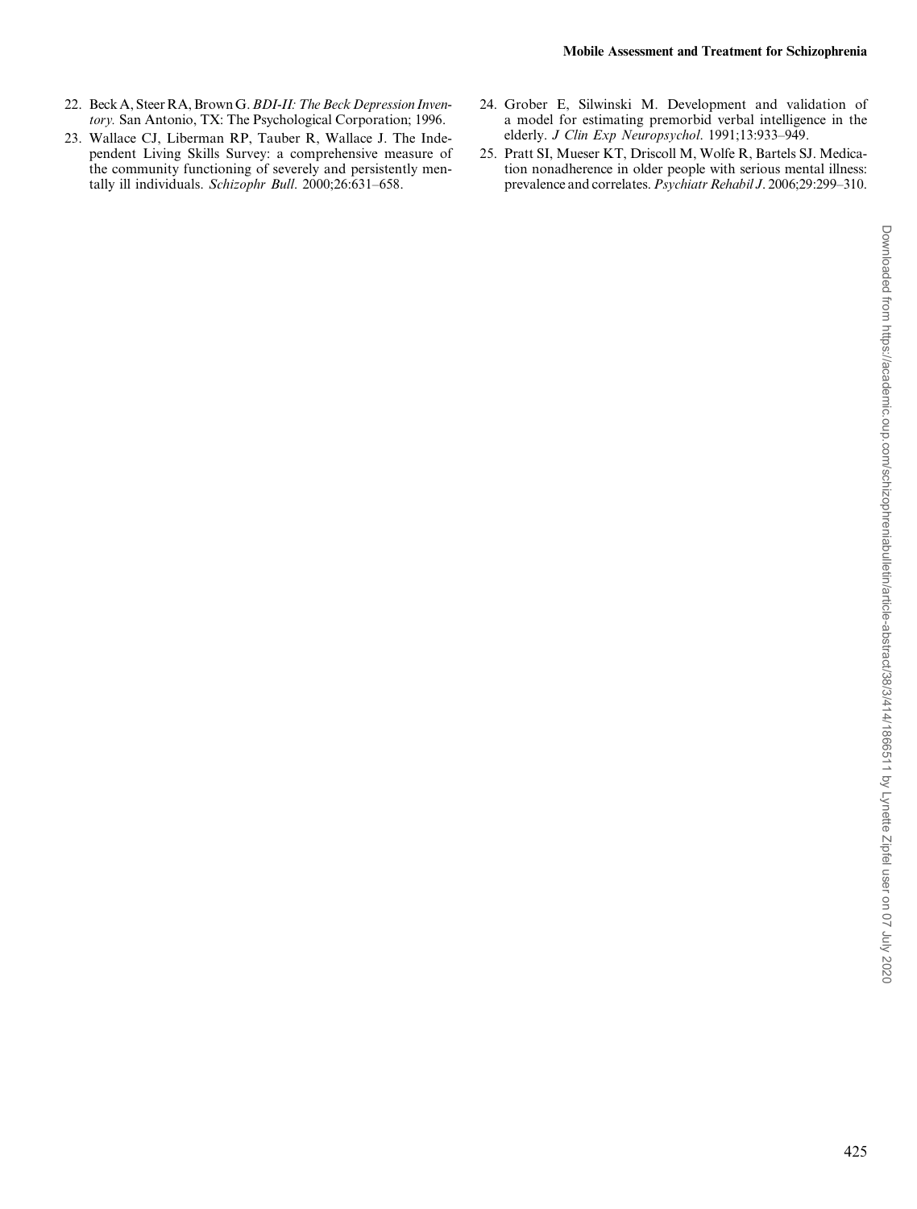22. Beck A, Steer RA, Brown G. *BDI-II: The Beck Depression Inventory.* San Antonio, TX: The Psychological Corporation; 1996.
23. Wallace CJ, Liberman RP, Tauber R, Wallace J. The Independent Living Skills Survey: a comprehensive measure of the community functioning of severely and persistently mentally ill individuals. *Schizophr Bull*. 2000;26:631–658.
24. Grober E, Silwinski M. Development and validation of a model for estimating premorbid verbal intelligence in the elderly. *J Clin Exp Neuropsychol*. 1991;13:933–949.
25. Pratt SI, Mueser KT, Driscoll M, Wolfe R, Bartels SJ. Medication nonadherence in older people with serious mental illness: prevalence and correlates. *Psychiatr Rehabil J*. 2006;29:299–310.